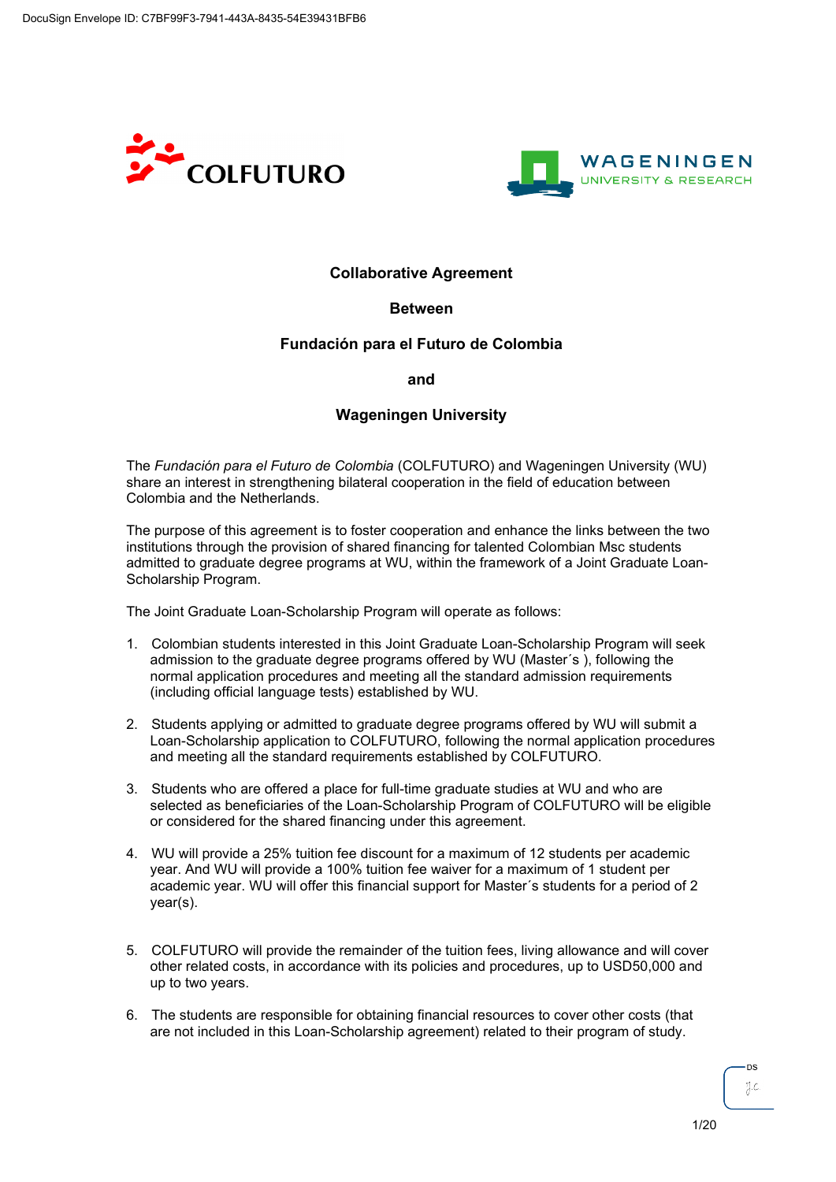DocuSign Envelope ID: C7BF99F3-7941-443A-8435-54E39431BFB6

**Collaborative Agreement**

**Between**

**Fundación para el Futuro de Colombia**

**and**

**Wageningen University**

The *Fundación para el Futuro de Colombia* (COLFUTURO) and Wageningen University (WU) share an interest in strengthening bilateral cooperation in the field of education between Colombia and the Netherlands.

The purpose of this agreement is to foster cooperation and enhance the links between the two institutions through the provision of shared financing for talented Colombian Msc students admitted to graduate degree programs at WU, within the framework of a Joint Graduate Loan-Scholarship Program.

The Joint Graduate Loan-Scholarship Program will operate as follows:

1. Colombian students interested in this Joint Graduate Loan-Scholarship Program will seek admission to the graduate degree programs offered by WU (Master´s ), following the normal application procedures and meeting all the standard admission requirements (including official language tests) established by WU.

2. Students applying or admitted to graduate degree programs offered by WU will submit a Loan-Scholarship application to COLFUTURO, following the normal application procedures and meeting all the standard requirements established by COLFUTURO.

3. Students who are offered a place for full-time graduate studies at WU and who are selected as beneficiaries of the Loan-Scholarship Program of COLFUTURO will be eligible or considered for the shared financing under this agreement.

4. WU will provide a 25% tuition fee discount for a maximum of 12 students per academic year. And WU will provide a 100% tuition fee waiver for a maximum of 1 student per academic year. WU will offer this financial support for Master´s students for a period of 2 year(s).

5. COLFUTURO will provide the remainder of the tuition fees, living allowance and will cover other related costs, in accordance with its policies and procedures, up to USD50,000 and up to two years.

6. The students are responsible for obtaining financial resources to cover other costs (that are not included in this Loan-Scholarship agreement) related to their program of study.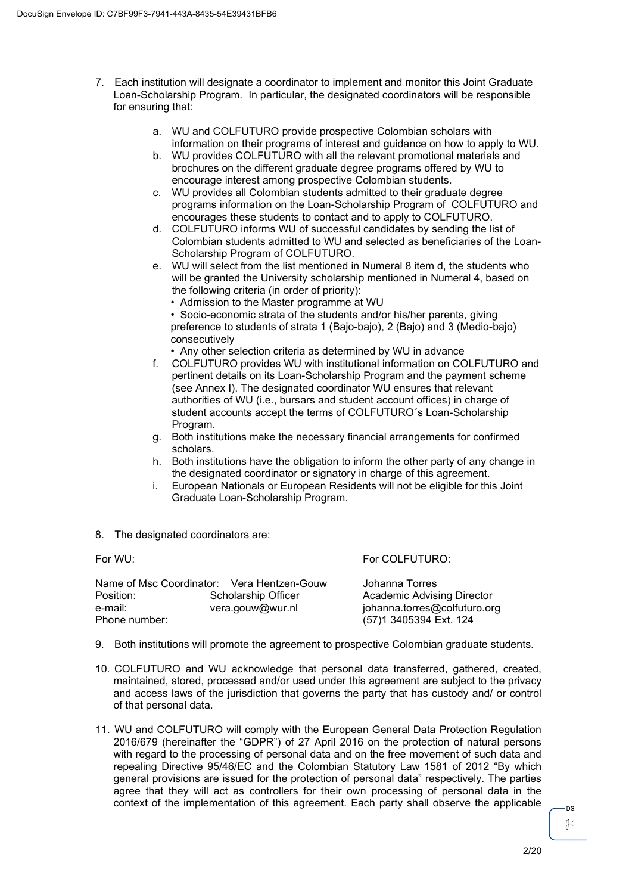7. Each institution will designate a coordinator to implement and monitor this Joint Graduate Loan-Scholarship Program. In particular, the designated coordinators will be responsible for ensuring that:

   a. WU and COLFUTURO provide prospective Colombian scholars with information on their programs of interest and guidance on how to apply to WU.
   b. WU provides COLFUTURO with all the relevant promotional materials and brochures on the different graduate degree programs offered by WU to encourage interest among prospective Colombian students.
   c. WU provides all Colombian students admitted to their graduate degree programs information on the Loan-Scholarship Program of COLFUTURO and encourages these students to contact and to apply to COLFUTURO.
   d. COLFUTURO informs WU of successful candidates by sending the list of Colombian students admitted to WU and selected as beneficiaries of the Loan-Scholarship Program of COLFUTURO.
   e. WU will select from the list mentioned in Numeral 8 item d, the students who will be granted the University scholarship mentioned in Numeral 4, based on the following criteria (in order of priority):
      - Admission to the Master programme at WU
      - Socio-economic strata of the students and/or his/her parents, giving preference to students of strata 1 (Bajo-bajo), 2 (Bajo) and 3 (Medio-bajo) consecutively
      - Any other selection criteria as determined by WU in advance
   f. COLFUTURO provides WU with institutional information on COLFUTURO and pertinent details on its Loan-Scholarship Program and the payment scheme (see Annex I). The designated coordinator WU ensures that relevant authorities of WU (i.e., bursars and student account offices) in charge of student accounts accept the terms of COLFUTURO´s Loan-Scholarship Program.
   g. Both institutions make the necessary financial arrangements for confirmed scholars.
   h. Both institutions have the obligation to inform the other party of any change in the designated coordinator or signatory in charge of this agreement.
   i. European Nationals or European Residents will not be eligible for this Joint Graduate Loan-Scholarship Program.

8. The designated coordinators are:

| For WU: | | For COLFUTURO: |
|---|---|---|
| Name of Msc Coordinator: | Vera Hentzen-Gouw | Johanna Torres |
| Position: | Scholarship Officer | Academic Advising Director |
| e-mail: | vera.gouw@wur.nl | johanna.torres@colfuturo.org |
| Phone number: | | (57)1 3405394 Ext. 124 |

9. Both institutions will promote the agreement to prospective Colombian graduate students.

10. COLFUTURO and WU acknowledge that personal data transferred, gathered, created, maintained, stored, processed and/or used under this agreement are subject to the privacy and access laws of the jurisdiction that governs the party that has custody and/ or control of that personal data.

11. WU and COLFUTURO will comply with the European General Data Protection Regulation 2016/679 (hereinafter the "GDPR") of 27 April 2016 on the protection of natural persons with regard to the processing of personal data and on the free movement of such data and repealing Directive 95/46/EC and the Colombian Statutory Law 1581 of 2012 "By which general provisions are issued for the protection of personal data" respectively. The parties agree that they will act as controllers for their own processing of personal data in the context of the implementation of this agreement. Each party shall observe the applicable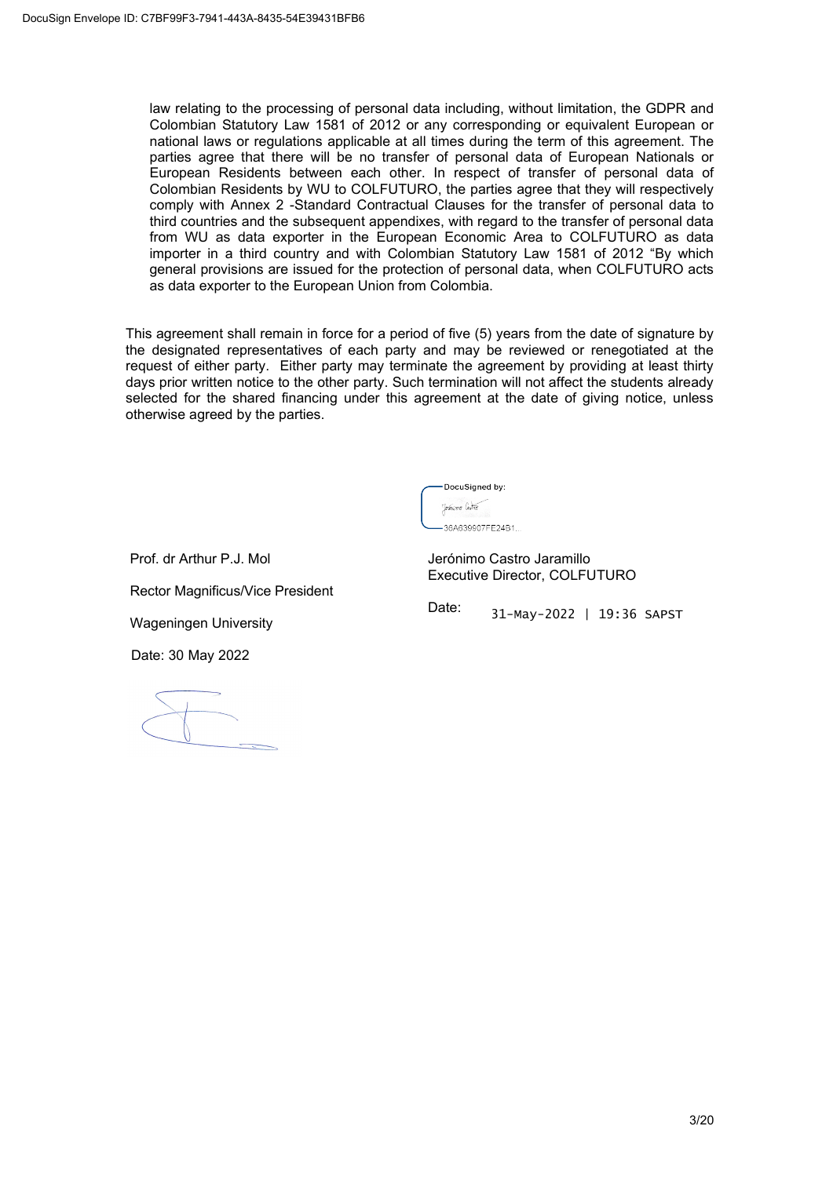law relating to the processing of personal data including, without limitation, the GDPR and Colombian Statutory Law 1581 of 2012 or any corresponding or equivalent European or national laws or regulations applicable at all times during the term of this agreement. The parties agree that there will be no transfer of personal data of European Nationals or European Residents between each other. In respect of transfer of personal data of Colombian Residents by WU to COLFUTURO, the parties agree that they will respectively comply with Annex 2 -Standard Contractual Clauses for the transfer of personal data to third countries and the subsequent appendixes, with regard to the transfer of personal data from WU as data exporter in the European Economic Area to COLFUTURO as data importer in a third country and with Colombian Statutory Law 1581 of 2012 "By which general provisions are issued for the protection of personal data, when COLFUTURO acts as data exporter to the European Union from Colombia.

This agreement shall remain in force for a period of five (5) years from the date of signature by the designated representatives of each party and may be reviewed or renegotiated at the request of either party. Either party may terminate the agreement by providing at least thirty days prior written notice to the other party. Such termination will not affect the students already selected for the shared financing under this agreement at the date of giving notice, unless otherwise agreed by the parties.

DocuSigned by:
36A639807FE24B1...

Prof. dr Arthur P.J. Mol

Rector Magnificus/Vice President

Wageningen University

Date: 30 May 2022

Jerónimo Castro Jaramillo
Executive Director, COLFUTURO

Date: 31-May-2022 | 19:36 SAPST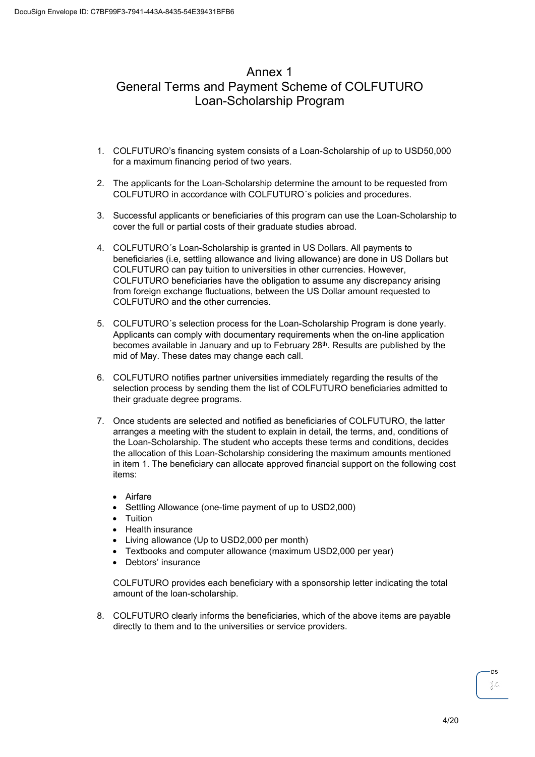# Annex 1
# General Terms and Payment Scheme of COLFUTURO Loan-Scholarship Program

1. COLFUTURO's financing system consists of a Loan-Scholarship of up to USD50,000 for a maximum financing period of two years.

2. The applicants for the Loan-Scholarship determine the amount to be requested from COLFUTURO in accordance with COLFUTURO´s policies and procedures.

3. Successful applicants or beneficiaries of this program can use the Loan-Scholarship to cover the full or partial costs of their graduate studies abroad.

4. COLFUTURO´s Loan-Scholarship is granted in US Dollars. All payments to beneficiaries (i.e, settling allowance and living allowance) are done in US Dollars but COLFUTURO can pay tuition to universities in other currencies. However, COLFUTURO beneficiaries have the obligation to assume any discrepancy arising from foreign exchange fluctuations, between the US Dollar amount requested to COLFUTURO and the other currencies.

5. COLFUTURO´s selection process for the Loan-Scholarship Program is done yearly. Applicants can comply with documentary requirements when the on-line application becomes available in January and up to February 28th. Results are published by the mid of May. These dates may change each call.

6. COLFUTURO notifies partner universities immediately regarding the results of the selection process by sending them the list of COLFUTURO beneficiaries admitted to their graduate degree programs.

7. Once students are selected and notified as beneficiaries of COLFUTURO, the latter arranges a meeting with the student to explain in detail, the terms, and, conditions of the Loan-Scholarship. The student who accepts these terms and conditions, decides the allocation of this Loan-Scholarship considering the maximum amounts mentioned in item 1. The beneficiary can allocate approved financial support on the following cost items:

   - Airfare
   - Settling Allowance (one-time payment of up to USD2,000)
   - Tuition
   - Health insurance
   - Living allowance (Up to USD2,000 per month)
   - Textbooks and computer allowance (maximum USD2,000 per year)
   - Debtors' insurance

   COLFUTURO provides each beneficiary with a sponsorship letter indicating the total amount of the loan-scholarship.

8. COLFUTURO clearly informs the beneficiaries, which of the above items are payable directly to them and to the universities or service providers.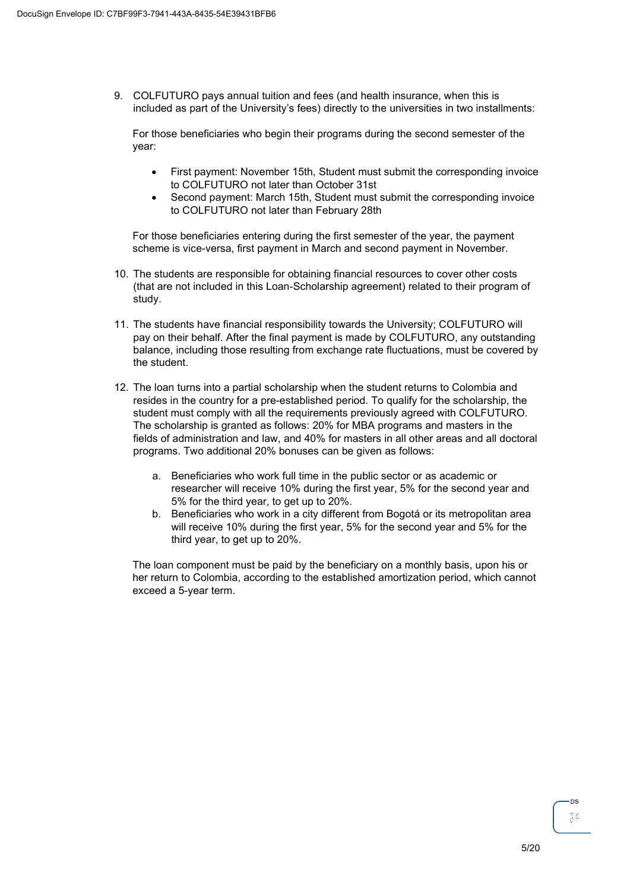9. COLFUTURO pays annual tuition and fees (and health insurance, when this is included as part of the University's fees) directly to the universities in two installments:

   For those beneficiaries who begin their programs during the second semester of the year:

   - First payment: November 15th, Student must submit the corresponding invoice to COLFUTURO not later than October 31st
   - Second payment: March 15th, Student must submit the corresponding invoice to COLFUTURO not later than February 28th

   For those beneficiaries entering during the first semester of the year, the payment scheme is vice-versa, first payment in March and second payment in November.

10. The students are responsible for obtaining financial resources to cover other costs (that are not included in this Loan-Scholarship agreement) related to their program of study.

11. The students have financial responsibility towards the University; COLFUTURO will pay on their behalf. After the final payment is made by COLFUTURO, any outstanding balance, including those resulting from exchange rate fluctuations, must be covered by the student.

12. The loan turns into a partial scholarship when the student returns to Colombia and resides in the country for a pre-established period. To qualify for the scholarship, the student must comply with all the requirements previously agreed with COLFUTURO. The scholarship is granted as follows: 20% for MBA programs and masters in the fields of administration and law, and 40% for masters in all other areas and all doctoral programs. Two additional 20% bonuses can be given as follows:

    a. Beneficiaries who work full time in the public sector or as academic or researcher will receive 10% during the first year, 5% for the second year and 5% for the third year, to get up to 20%.
    b. Beneficiaries who work in a city different from Bogotá or its metropolitan area will receive 10% during the first year, 5% for the second year and 5% for the third year, to get up to 20%.

    The loan component must be paid by the beneficiary on a monthly basis, upon his or her return to Colombia, according to the established amortization period, which cannot exceed a 5-year term.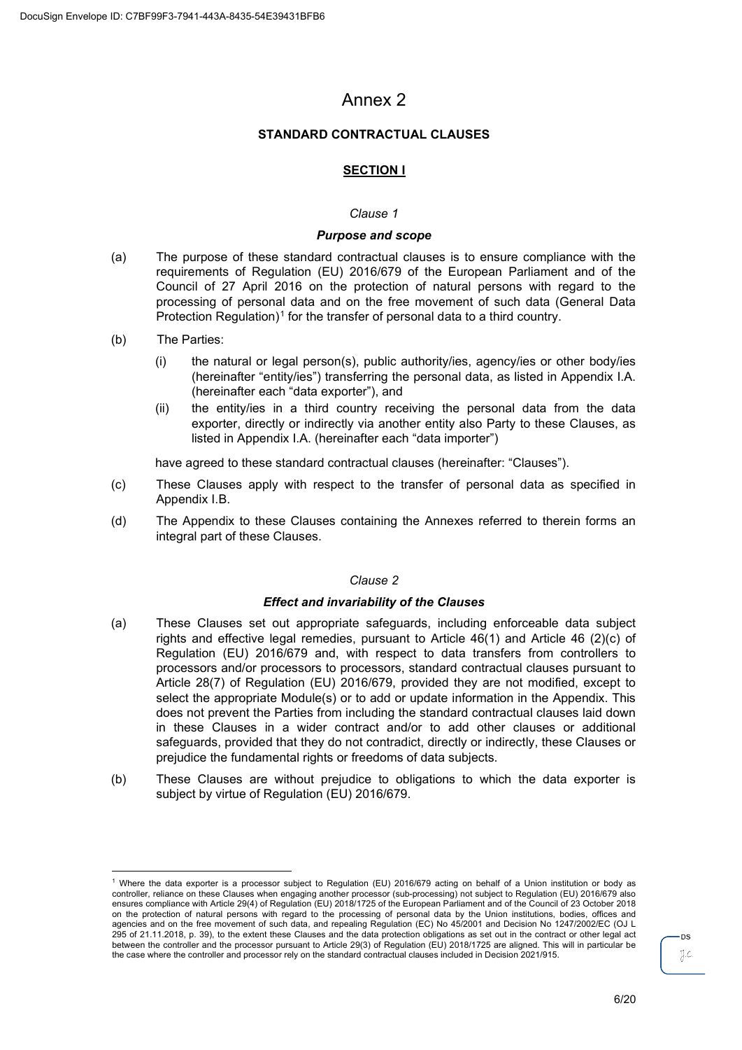# Annex 2

## STANDARD CONTRACTUAL CLAUSES

### SECTION I

*Clause 1*

***Purpose and scope***

(a) The purpose of these standard contractual clauses is to ensure compliance with the requirements of Regulation (EU) 2016/679 of the European Parliament and of the Council of 27 April 2016 on the protection of natural persons with regard to the processing of personal data and on the free movement of such data (General Data Protection Regulation)[1] for the transfer of personal data to a third country.

(b) The Parties:

(i) the natural or legal person(s), public authority/ies, agency/ies or other body/ies (hereinafter "entity/ies") transferring the personal data, as listed in Appendix I.A. (hereinafter each "data exporter"), and

(ii) the entity/ies in a third country receiving the personal data from the data exporter, directly or indirectly via another entity also Party to these Clauses, as listed in Appendix I.A. (hereinafter each "data importer")

have agreed to these standard contractual clauses (hereinafter: "Clauses").

(c) These Clauses apply with respect to the transfer of personal data as specified in Appendix I.B.

(d) The Appendix to these Clauses containing the Annexes referred to therein forms an integral part of these Clauses.

*Clause 2*

***Effect and invariability of the Clauses***

(a) These Clauses set out appropriate safeguards, including enforceable data subject rights and effective legal remedies, pursuant to Article 46(1) and Article 46 (2)(c) of Regulation (EU) 2016/679 and, with respect to data transfers from controllers to processors and/or processors to processors, standard contractual clauses pursuant to Article 28(7) of Regulation (EU) 2016/679, provided they are not modified, except to select the appropriate Module(s) or to add or update information in the Appendix. This does not prevent the Parties from including the standard contractual clauses laid down in these Clauses in a wider contract and/or to add other clauses or additional safeguards, provided that they do not contradict, directly or indirectly, these Clauses or prejudice the fundamental rights or freedoms of data subjects.

(b) These Clauses are without prejudice to obligations to which the data exporter is subject by virtue of Regulation (EU) 2016/679.

---

[1] Where the data exporter is a processor subject to Regulation (EU) 2016/679 acting on behalf of a Union institution or body as controller, reliance on these Clauses when engaging another processor (sub-processing) not subject to Regulation (EU) 2016/679 also ensures compliance with Article 29(4) of Regulation (EU) 2018/1725 of the European Parliament and of the Council of 23 October 2018 on the protection of natural persons with regard to the processing of personal data by the Union institutions, bodies, offices and agencies and on the free movement of such data, and repealing Regulation (EC) No 45/2001 and Decision No 1247/2002/EC (OJ L 295 of 21.11.2018, p. 39), to the extent these Clauses and the data protection obligations as set out in the contract or other legal act between the controller and the processor pursuant to Article 29(3) of Regulation (EU) 2018/1725 are aligned. This will in particular be the case where the controller and processor rely on the standard contractual clauses included in Decision 2021/915.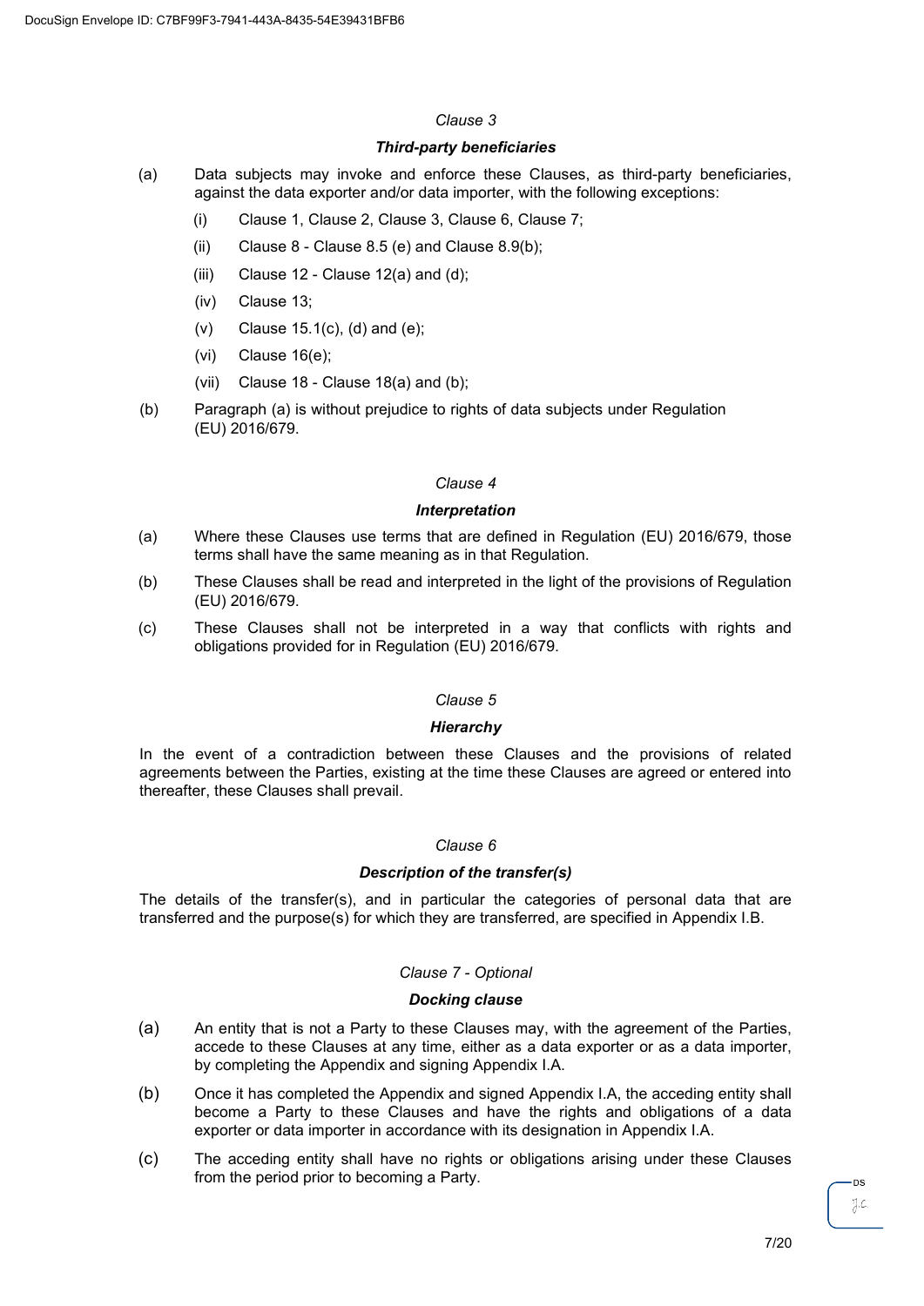*Clause 3*

***Third-party beneficiaries***

(a) Data subjects may invoke and enforce these Clauses, as third-party beneficiaries, against the data exporter and/or data importer, with the following exceptions:

   (i) Clause 1, Clause 2, Clause 3, Clause 6, Clause 7;

   (ii) Clause 8 - Clause 8.5 (e) and Clause 8.9(b);

   (iii) Clause 12 - Clause 12(a) and (d);

   (iv) Clause 13;

   (v) Clause 15.1(c), (d) and (e);

   (vi) Clause 16(e);

   (vii) Clause 18 - Clause 18(a) and (b);

(b) Paragraph (a) is without prejudice to rights of data subjects under Regulation (EU) 2016/679.

*Clause 4*

***Interpretation***

(a) Where these Clauses use terms that are defined in Regulation (EU) 2016/679, those terms shall have the same meaning as in that Regulation.

(b) These Clauses shall be read and interpreted in the light of the provisions of Regulation (EU) 2016/679.

(c) These Clauses shall not be interpreted in a way that conflicts with rights and obligations provided for in Regulation (EU) 2016/679.

*Clause 5*

***Hierarchy***

In the event of a contradiction between these Clauses and the provisions of related agreements between the Parties, existing at the time these Clauses are agreed or entered into thereafter, these Clauses shall prevail.

*Clause 6*

***Description of the transfer(s)***

The details of the transfer(s), and in particular the categories of personal data that are transferred and the purpose(s) for which they are transferred, are specified in Appendix I.B.

*Clause 7 - Optional*

***Docking clause***

(a) An entity that is not a Party to these Clauses may, with the agreement of the Parties, accede to these Clauses at any time, either as a data exporter or as a data importer, by completing the Appendix and signing Appendix I.A.

(b) Once it has completed the Appendix and signed Appendix I.A, the acceding entity shall become a Party to these Clauses and have the rights and obligations of a data exporter or data importer in accordance with its designation in Appendix I.A.

(c) The acceding entity shall have no rights or obligations arising under these Clauses from the period prior to becoming a Party.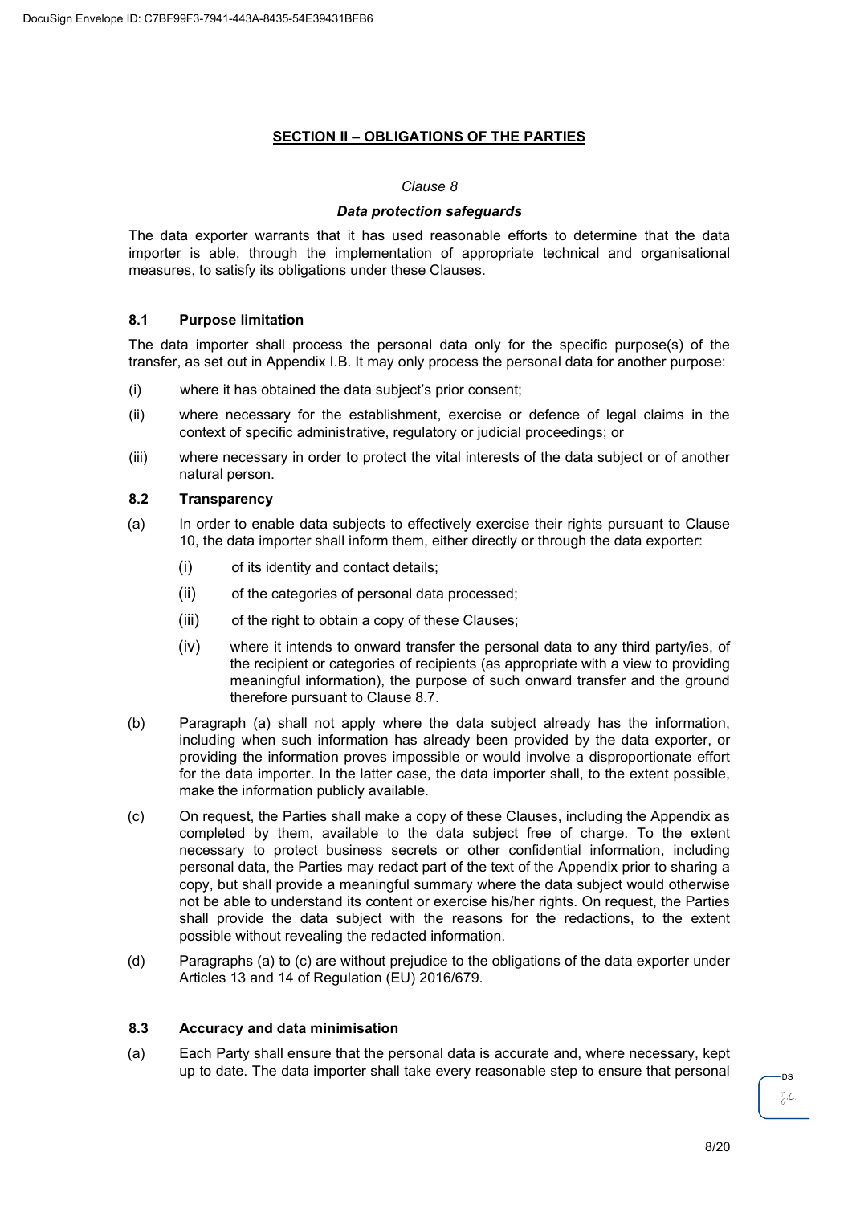## SECTION II – OBLIGATIONS OF THE PARTIES

*Clause 8*

***Data protection safeguards***

The data exporter warrants that it has used reasonable efforts to determine that the data importer is able, through the implementation of appropriate technical and organisational measures, to satisfy its obligations under these Clauses.

### 8.1 Purpose limitation

The data importer shall process the personal data only for the specific purpose(s) of the transfer, as set out in Appendix I.B. It may only process the personal data for another purpose:

(i) where it has obtained the data subject's prior consent;

(ii) where necessary for the establishment, exercise or defence of legal claims in the context of specific administrative, regulatory or judicial proceedings; or

(iii) where necessary in order to protect the vital interests of the data subject or of another natural person.

### 8.2 Transparency

(a) In order to enable data subjects to effectively exercise their rights pursuant to Clause 10, the data importer shall inform them, either directly or through the data exporter:

  (i) of its identity and contact details;

  (ii) of the categories of personal data processed;

  (iii) of the right to obtain a copy of these Clauses;

  (iv) where it intends to onward transfer the personal data to any third party/ies, of the recipient or categories of recipients (as appropriate with a view to providing meaningful information), the purpose of such onward transfer and the ground therefore pursuant to Clause 8.7.

(b) Paragraph (a) shall not apply where the data subject already has the information, including when such information has already been provided by the data exporter, or providing the information proves impossible or would involve a disproportionate effort for the data importer. In the latter case, the data importer shall, to the extent possible, make the information publicly available.

(c) On request, the Parties shall make a copy of these Clauses, including the Appendix as completed by them, available to the data subject free of charge. To the extent necessary to protect business secrets or other confidential information, including personal data, the Parties may redact part of the text of the Appendix prior to sharing a copy, but shall provide a meaningful summary where the data subject would otherwise not be able to understand its content or exercise his/her rights. On request, the Parties shall provide the data subject with the reasons for the redactions, to the extent possible without revealing the redacted information.

(d) Paragraphs (a) to (c) are without prejudice to the obligations of the data exporter under Articles 13 and 14 of Regulation (EU) 2016/679.

### 8.3 Accuracy and data minimisation

(a) Each Party shall ensure that the personal data is accurate and, where necessary, kept up to date. The data importer shall take every reasonable step to ensure that personal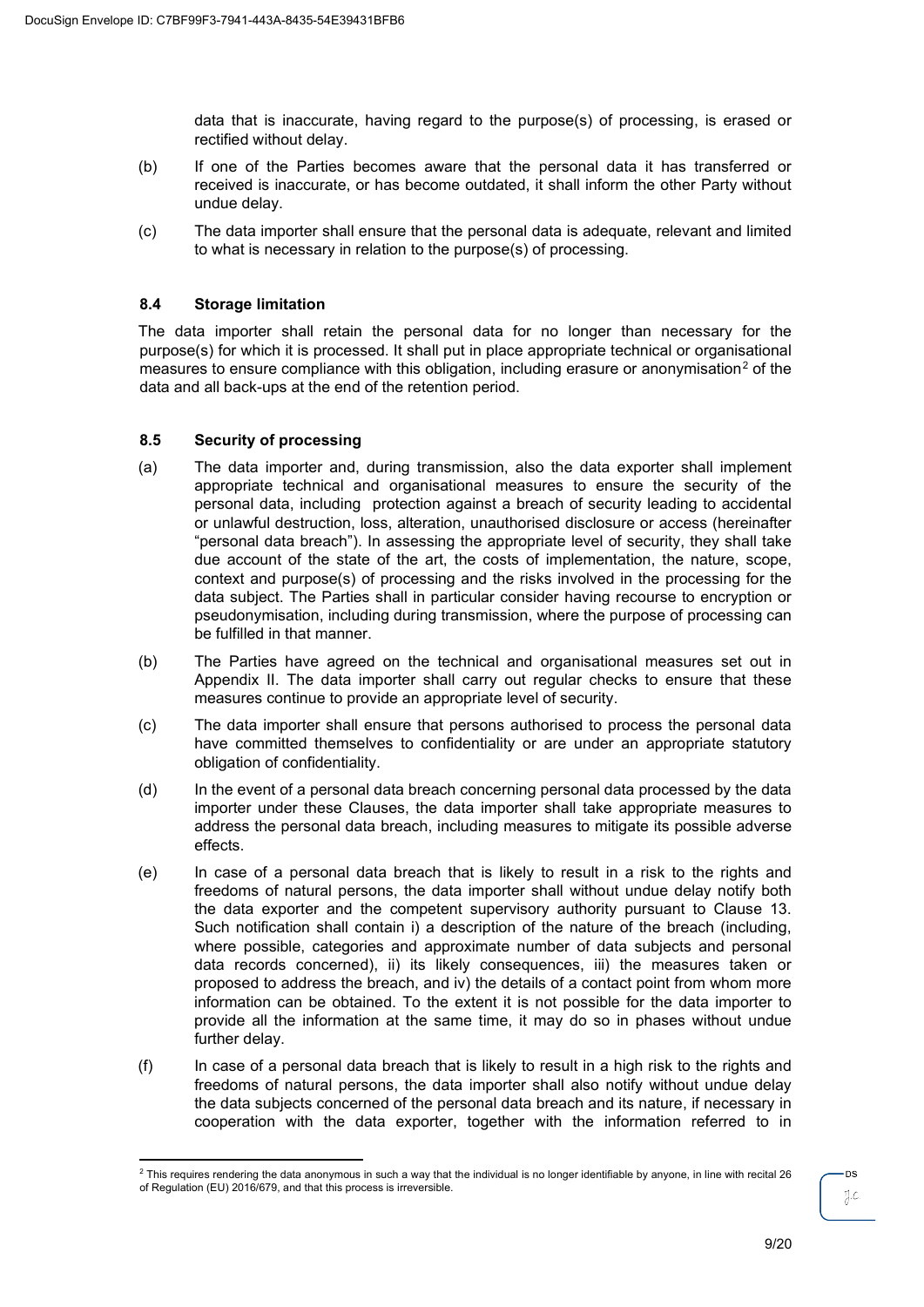data that is inaccurate, having regard to the purpose(s) of processing, is erased or rectified without delay.

(b) If one of the Parties becomes aware that the personal data it has transferred or received is inaccurate, or has become outdated, it shall inform the other Party without undue delay.

(c) The data importer shall ensure that the personal data is adequate, relevant and limited to what is necessary in relation to the purpose(s) of processing.

### 8.4 Storage limitation

The data importer shall retain the personal data for no longer than necessary for the purpose(s) for which it is processed. It shall put in place appropriate technical or organisational measures to ensure compliance with this obligation, including erasure or anonymisation[2] of the data and all back-ups at the end of the retention period.

### 8.5 Security of processing

(a) The data importer and, during transmission, also the data exporter shall implement appropriate technical and organisational measures to ensure the security of the personal data, including protection against a breach of security leading to accidental or unlawful destruction, loss, alteration, unauthorised disclosure or access (hereinafter "personal data breach"). In assessing the appropriate level of security, they shall take due account of the state of the art, the costs of implementation, the nature, scope, context and purpose(s) of processing and the risks involved in the processing for the data subject. The Parties shall in particular consider having recourse to encryption or pseudonymisation, including during transmission, where the purpose of processing can be fulfilled in that manner.

(b) The Parties have agreed on the technical and organisational measures set out in Appendix II. The data importer shall carry out regular checks to ensure that these measures continue to provide an appropriate level of security.

(c) The data importer shall ensure that persons authorised to process the personal data have committed themselves to confidentiality or are under an appropriate statutory obligation of confidentiality.

(d) In the event of a personal data breach concerning personal data processed by the data importer under these Clauses, the data importer shall take appropriate measures to address the personal data breach, including measures to mitigate its possible adverse effects.

(e) In case of a personal data breach that is likely to result in a risk to the rights and freedoms of natural persons, the data importer shall without undue delay notify both the data exporter and the competent supervisory authority pursuant to Clause 13. Such notification shall contain i) a description of the nature of the breach (including, where possible, categories and approximate number of data subjects and personal data records concerned), ii) its likely consequences, iii) the measures taken or proposed to address the breach, and iv) the details of a contact point from whom more information can be obtained. To the extent it is not possible for the data importer to provide all the information at the same time, it may do so in phases without undue further delay.

(f) In case of a personal data breach that is likely to result in a high risk to the rights and freedoms of natural persons, the data importer shall also notify without undue delay the data subjects concerned of the personal data breach and its nature, if necessary in cooperation with the data exporter, together with the information referred to in

---

[2] This requires rendering the data anonymous in such a way that the individual is no longer identifiable by anyone, in line with recital 26 of Regulation (EU) 2016/679, and that this process is irreversible.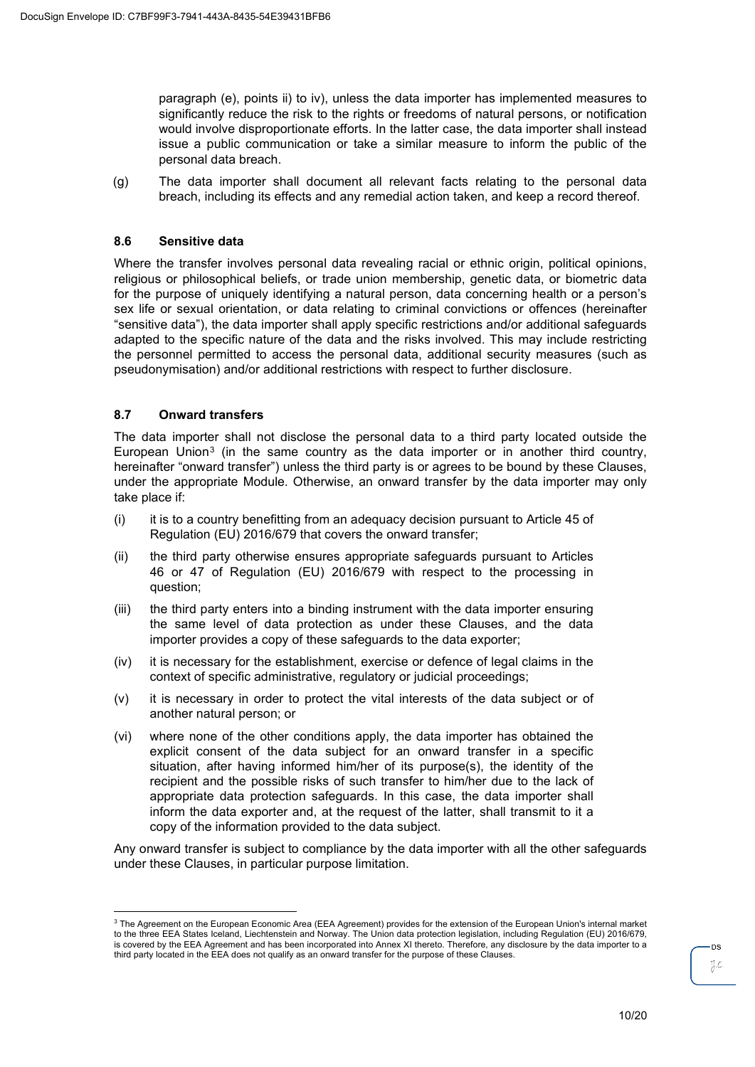paragraph (e), points ii) to iv), unless the data importer has implemented measures to significantly reduce the risk to the rights or freedoms of natural persons, or notification would involve disproportionate efforts. In the latter case, the data importer shall instead issue a public communication or take a similar measure to inform the public of the personal data breach.

(g) The data importer shall document all relevant facts relating to the personal data breach, including its effects and any remedial action taken, and keep a record thereof.

### 8.6 Sensitive data

Where the transfer involves personal data revealing racial or ethnic origin, political opinions, religious or philosophical beliefs, or trade union membership, genetic data, or biometric data for the purpose of uniquely identifying a natural person, data concerning health or a person's sex life or sexual orientation, or data relating to criminal convictions or offences (hereinafter "sensitive data"), the data importer shall apply specific restrictions and/or additional safeguards adapted to the specific nature of the data and the risks involved. This may include restricting the personnel permitted to access the personal data, additional security measures (such as pseudonymisation) and/or additional restrictions with respect to further disclosure.

### 8.7 Onward transfers

The data importer shall not disclose the personal data to a third party located outside the European Union[3] (in the same country as the data importer or in another third country, hereinafter "onward transfer") unless the third party is or agrees to be bound by these Clauses, under the appropriate Module. Otherwise, an onward transfer by the data importer may only take place if:

(i) it is to a country benefitting from an adequacy decision pursuant to Article 45 of Regulation (EU) 2016/679 that covers the onward transfer;

(ii) the third party otherwise ensures appropriate safeguards pursuant to Articles 46 or 47 of Regulation (EU) 2016/679 with respect to the processing in question;

(iii) the third party enters into a binding instrument with the data importer ensuring the same level of data protection as under these Clauses, and the data importer provides a copy of these safeguards to the data exporter;

(iv) it is necessary for the establishment, exercise or defence of legal claims in the context of specific administrative, regulatory or judicial proceedings;

(v) it is necessary in order to protect the vital interests of the data subject or of another natural person; or

(vi) where none of the other conditions apply, the data importer has obtained the explicit consent of the data subject for an onward transfer in a specific situation, after having informed him/her of its purpose(s), the identity of the recipient and the possible risks of such transfer to him/her due to the lack of appropriate data protection safeguards. In this case, the data importer shall inform the data exporter and, at the request of the latter, shall transmit to it a copy of the information provided to the data subject.

Any onward transfer is subject to compliance by the data importer with all the other safeguards under these Clauses, in particular purpose limitation.

---

[3] The Agreement on the European Economic Area (EEA Agreement) provides for the extension of the European Union's internal market to the three EEA States Iceland, Liechtenstein and Norway. The Union data protection legislation, including Regulation (EU) 2016/679, is covered by the EEA Agreement and has been incorporated into Annex XI thereto. Therefore, any disclosure by the data importer to a third party located in the EEA does not qualify as an onward transfer for the purpose of these Clauses.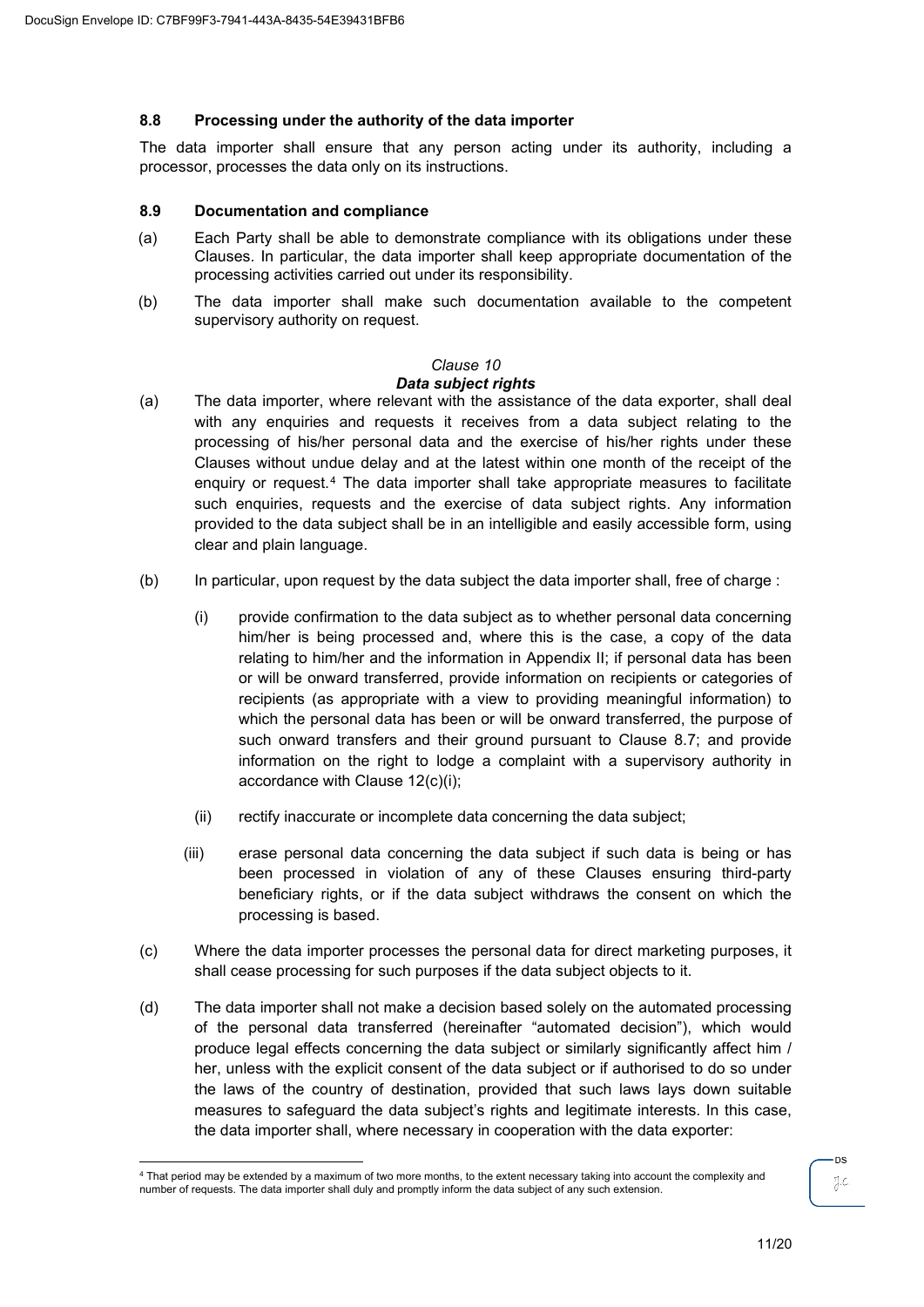### 8.8 Processing under the authority of the data importer

The data importer shall ensure that any person acting under its authority, including a processor, processes the data only on its instructions.

### 8.9 Documentation and compliance

(a) Each Party shall be able to demonstrate compliance with its obligations under these Clauses. In particular, the data importer shall keep appropriate documentation of the processing activities carried out under its responsibility.

(b) The data importer shall make such documentation available to the competent supervisory authority on request.

*Clause 10*

***Data subject rights***

(a) The data importer, where relevant with the assistance of the data exporter, shall deal with any enquiries and requests it receives from a data subject relating to the processing of his/her personal data and the exercise of his/her rights under these Clauses without undue delay and at the latest within one month of the receipt of the enquiry or request.[4] The data importer shall take appropriate measures to facilitate such enquiries, requests and the exercise of data subject rights. Any information provided to the data subject shall be in an intelligible and easily accessible form, using clear and plain language.

(b) In particular, upon request by the data subject the data importer shall, free of charge :

   (i) provide confirmation to the data subject as to whether personal data concerning him/her is being processed and, where this is the case, a copy of the data relating to him/her and the information in Appendix II; if personal data has been or will be onward transferred, provide information on recipients or categories of recipients (as appropriate with a view to providing meaningful information) to which the personal data has been or will be onward transferred, the purpose of such onward transfers and their ground pursuant to Clause 8.7; and provide information on the right to lodge a complaint with a supervisory authority in accordance with Clause 12(c)(i);

   (ii) rectify inaccurate or incomplete data concerning the data subject;

   (iii) erase personal data concerning the data subject if such data is being or has been processed in violation of any of these Clauses ensuring third-party beneficiary rights, or if the data subject withdraws the consent on which the processing is based.

(c) Where the data importer processes the personal data for direct marketing purposes, it shall cease processing for such purposes if the data subject objects to it.

(d) The data importer shall not make a decision based solely on the automated processing of the personal data transferred (hereinafter "automated decision"), which would produce legal effects concerning the data subject or similarly significantly affect him / her, unless with the explicit consent of the data subject or if authorised to do so under the laws of the country of destination, provided that such laws lays down suitable measures to safeguard the data subject's rights and legitimate interests. In this case, the data importer shall, where necessary in cooperation with the data exporter:

---

[4] That period may be extended by a maximum of two more months, to the extent necessary taking into account the complexity and number of requests. The data importer shall duly and promptly inform the data subject of any such extension.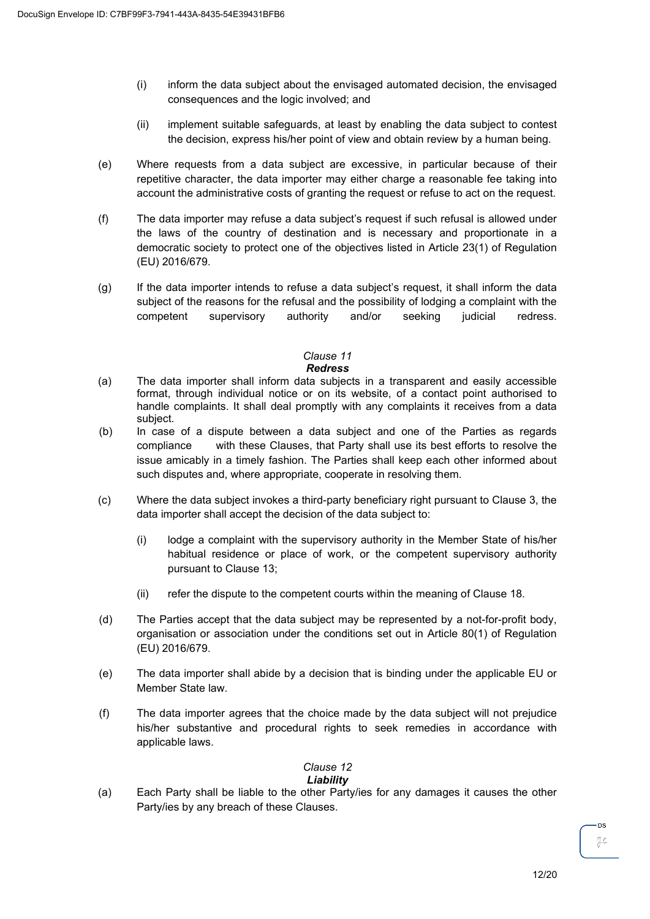(i) inform the data subject about the envisaged automated decision, the envisaged consequences and the logic involved; and

(ii) implement suitable safeguards, at least by enabling the data subject to contest the decision, express his/her point of view and obtain review by a human being.

(e) Where requests from a data subject are excessive, in particular because of their repetitive character, the data importer may either charge a reasonable fee taking into account the administrative costs of granting the request or refuse to act on the request.

(f) The data importer may refuse a data subject's request if such refusal is allowed under the laws of the country of destination and is necessary and proportionate in a democratic society to protect one of the objectives listed in Article 23(1) of Regulation (EU) 2016/679.

(g) If the data importer intends to refuse a data subject's request, it shall inform the data subject of the reasons for the refusal and the possibility of lodging a complaint with the competent supervisory authority and/or seeking judicial redress.

### *Clause 11*
### ***Redress***

(a) The data importer shall inform data subjects in a transparent and easily accessible format, through individual notice or on its website, of a contact point authorised to handle complaints. It shall deal promptly with any complaints it receives from a data subject.

(b) In case of a dispute between a data subject and one of the Parties as regards compliance with these Clauses, that Party shall use its best efforts to resolve the issue amicably in a timely fashion. The Parties shall keep each other informed about such disputes and, where appropriate, cooperate in resolving them.

(c) Where the data subject invokes a third-party beneficiary right pursuant to Clause 3, the data importer shall accept the decision of the data subject to:

(i) lodge a complaint with the supervisory authority in the Member State of his/her habitual residence or place of work, or the competent supervisory authority pursuant to Clause 13;

(ii) refer the dispute to the competent courts within the meaning of Clause 18.

(d) The Parties accept that the data subject may be represented by a not-for-profit body, organisation or association under the conditions set out in Article 80(1) of Regulation (EU) 2016/679.

(e) The data importer shall abide by a decision that is binding under the applicable EU or Member State law.

(f) The data importer agrees that the choice made by the data subject will not prejudice his/her substantive and procedural rights to seek remedies in accordance with applicable laws.

### *Clause 12*
### ***Liability***

(a) Each Party shall be liable to the other Party/ies for any damages it causes the other Party/ies by any breach of these Clauses.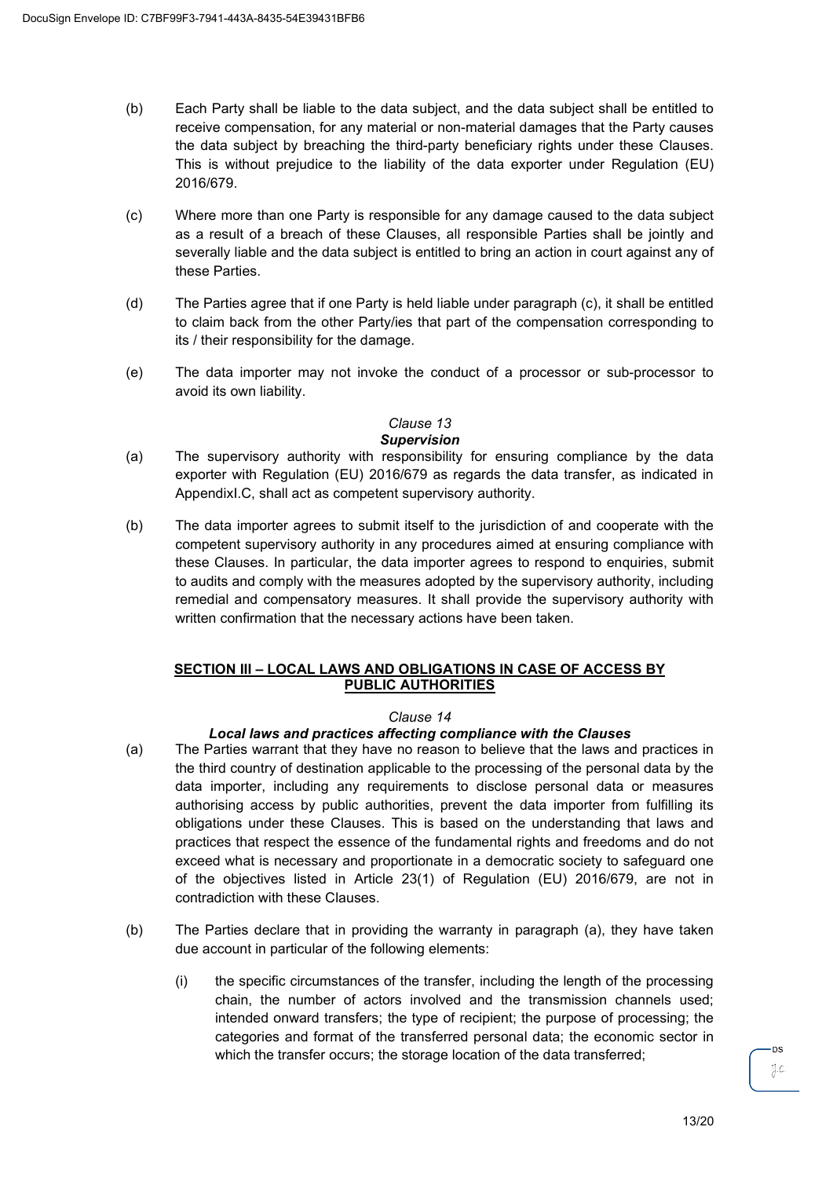(b) Each Party shall be liable to the data subject, and the data subject shall be entitled to receive compensation, for any material or non-material damages that the Party causes the data subject by breaching the third-party beneficiary rights under these Clauses. This is without prejudice to the liability of the data exporter under Regulation (EU) 2016/679.

(c) Where more than one Party is responsible for any damage caused to the data subject as a result of a breach of these Clauses, all responsible Parties shall be jointly and severally liable and the data subject is entitled to bring an action in court against any of these Parties.

(d) The Parties agree that if one Party is held liable under paragraph (c), it shall be entitled to claim back from the other Party/ies that part of the compensation corresponding to its / their responsibility for the damage.

(e) The data importer may not invoke the conduct of a processor or sub-processor to avoid its own liability.

*Clause 13*

***Supervision***

(a) The supervisory authority with responsibility for ensuring compliance by the data exporter with Regulation (EU) 2016/679 as regards the data transfer, as indicated in AppendixI.C, shall act as competent supervisory authority.

(b) The data importer agrees to submit itself to the jurisdiction of and cooperate with the competent supervisory authority in any procedures aimed at ensuring compliance with these Clauses. In particular, the data importer agrees to respond to enquiries, submit to audits and comply with the measures adopted by the supervisory authority, including remedial and compensatory measures. It shall provide the supervisory authority with written confirmation that the necessary actions have been taken.

## SECTION III – LOCAL LAWS AND OBLIGATIONS IN CASE OF ACCESS BY PUBLIC AUTHORITIES

*Clause 14*

***Local laws and practices affecting compliance with the Clauses***

(a) The Parties warrant that they have no reason to believe that the laws and practices in the third country of destination applicable to the processing of the personal data by the data importer, including any requirements to disclose personal data or measures authorising access by public authorities, prevent the data importer from fulfilling its obligations under these Clauses. This is based on the understanding that laws and practices that respect the essence of the fundamental rights and freedoms and do not exceed what is necessary and proportionate in a democratic society to safeguard one of the objectives listed in Article 23(1) of Regulation (EU) 2016/679, are not in contradiction with these Clauses.

(b) The Parties declare that in providing the warranty in paragraph (a), they have taken due account in particular of the following elements:

   (i) the specific circumstances of the transfer, including the length of the processing chain, the number of actors involved and the transmission channels used; intended onward transfers; the type of recipient; the purpose of processing; the categories and format of the transferred personal data; the economic sector in which the transfer occurs; the storage location of the data transferred;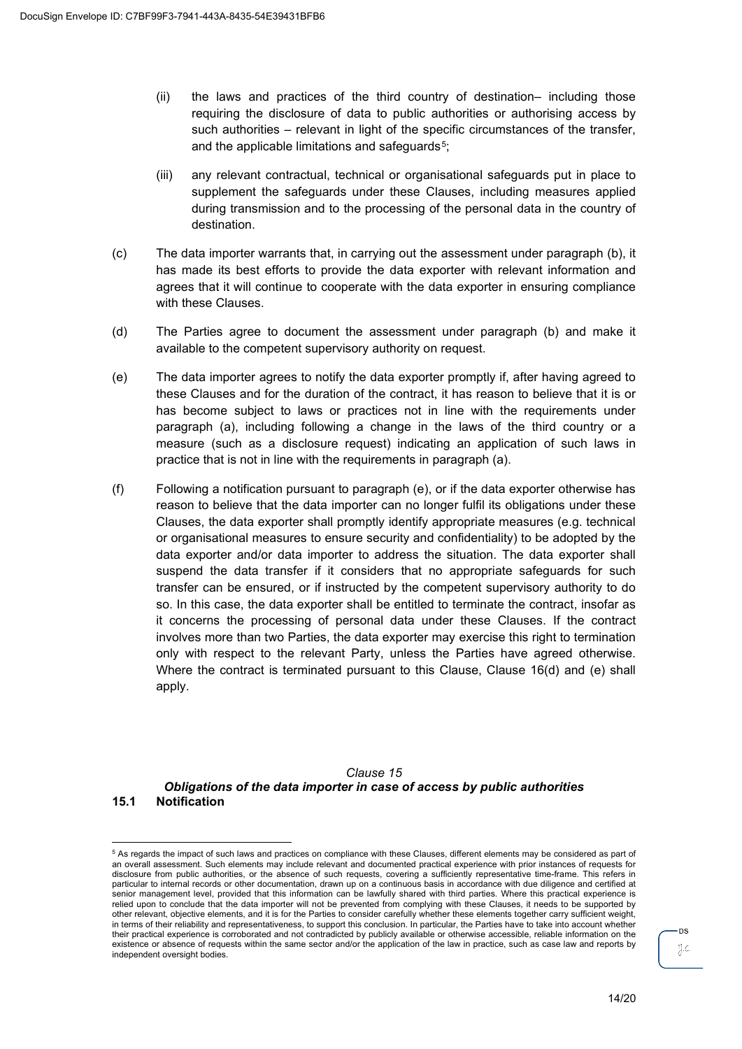(ii) the laws and practices of the third country of destination– including those requiring the disclosure of data to public authorities or authorising access by such authorities – relevant in light of the specific circumstances of the transfer, and the applicable limitations and safeguards[5];

(iii) any relevant contractual, technical or organisational safeguards put in place to supplement the safeguards under these Clauses, including measures applied during transmission and to the processing of the personal data in the country of destination.

(c) The data importer warrants that, in carrying out the assessment under paragraph (b), it has made its best efforts to provide the data exporter with relevant information and agrees that it will continue to cooperate with the data exporter in ensuring compliance with these Clauses.

(d) The Parties agree to document the assessment under paragraph (b) and make it available to the competent supervisory authority on request.

(e) The data importer agrees to notify the data exporter promptly if, after having agreed to these Clauses and for the duration of the contract, it has reason to believe that it is or has become subject to laws or practices not in line with the requirements under paragraph (a), including following a change in the laws of the third country or a measure (such as a disclosure request) indicating an application of such laws in practice that is not in line with the requirements in paragraph (a).

(f) Following a notification pursuant to paragraph (e), or if the data exporter otherwise has reason to believe that the data importer can no longer fulfil its obligations under these Clauses, the data exporter shall promptly identify appropriate measures (e.g. technical or organisational measures to ensure security and confidentiality) to be adopted by the data exporter and/or data importer to address the situation. The data exporter shall suspend the data transfer if it considers that no appropriate safeguards for such transfer can be ensured, or if instructed by the competent supervisory authority to do so. In this case, the data exporter shall be entitled to terminate the contract, insofar as it concerns the processing of personal data under these Clauses. If the contract involves more than two Parties, the data exporter may exercise this right to termination only with respect to the relevant Party, unless the Parties have agreed otherwise. Where the contract is terminated pursuant to this Clause, Clause 16(d) and (e) shall apply.

*Clause 15*

***Obligations of the data importer in case of access by public authorities***

**15.1 Notification**

[5] As regards the impact of such laws and practices on compliance with these Clauses, different elements may be considered as part of an overall assessment. Such elements may include relevant and documented practical experience with prior instances of requests for disclosure from public authorities, or the absence of such requests, covering a sufficiently representative time-frame. This refers in particular to internal records or other documentation, drawn up on a continuous basis in accordance with due diligence and certified at senior management level, provided that this information can be lawfully shared with third parties. Where this practical experience is relied upon to conclude that the data importer will not be prevented from complying with these Clauses, it needs to be supported by other relevant, objective elements, and it is for the Parties to consider carefully whether these elements together carry sufficient weight, in terms of their reliability and representativeness, to support this conclusion. In particular, the Parties have to take into account whether their practical experience is corroborated and not contradicted by publicly available or otherwise accessible, reliable information on the existence or absence of requests within the same sector and/or the application of the law in practice, such as case law and reports by independent oversight bodies.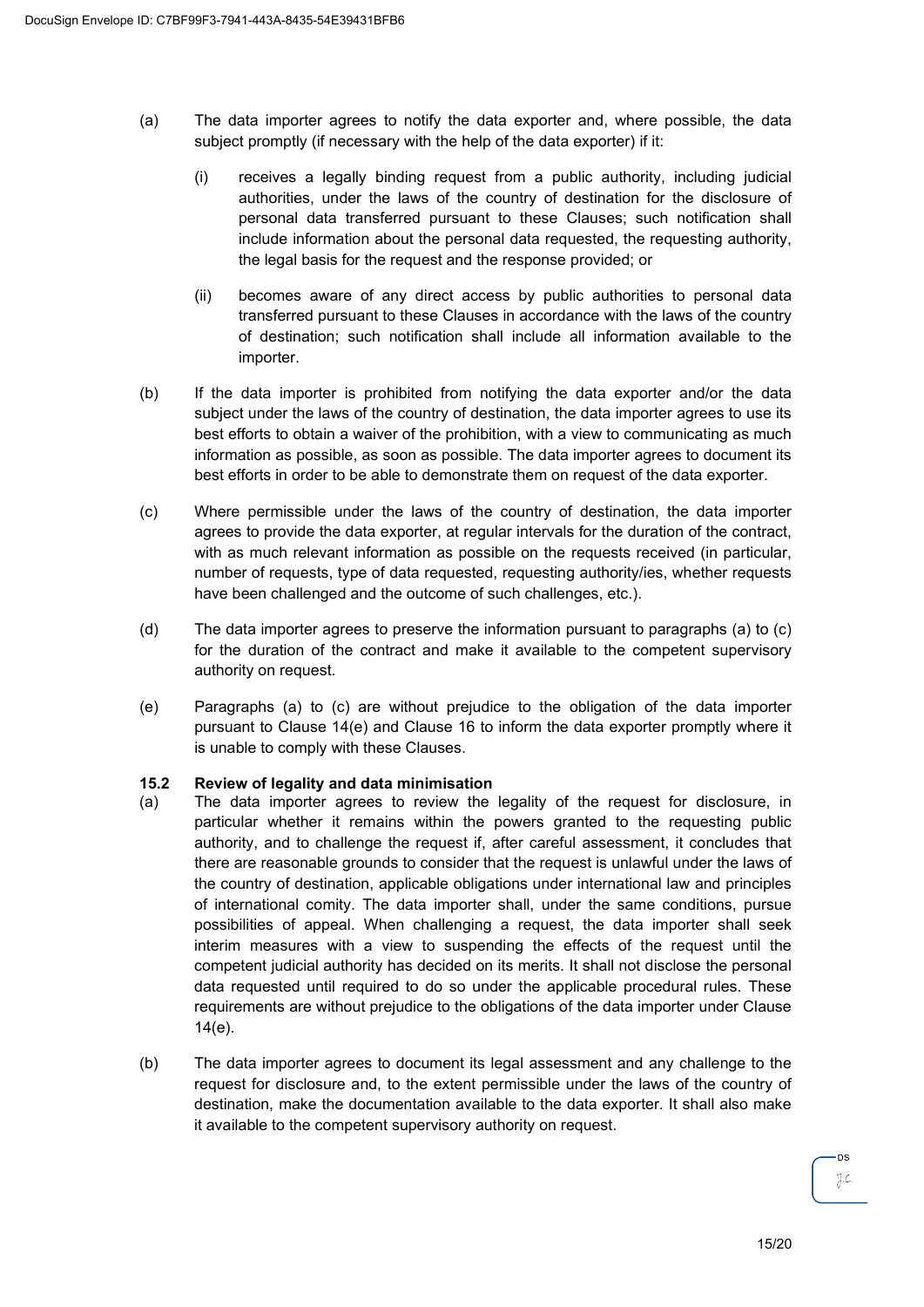(a) The data importer agrees to notify the data exporter and, where possible, the data subject promptly (if necessary with the help of the data exporter) if it:

  (i) receives a legally binding request from a public authority, including judicial authorities, under the laws of the country of destination for the disclosure of personal data transferred pursuant to these Clauses; such notification shall include information about the personal data requested, the requesting authority, the legal basis for the request and the response provided; or

  (ii) becomes aware of any direct access by public authorities to personal data transferred pursuant to these Clauses in accordance with the laws of the country of destination; such notification shall include all information available to the importer.

(b) If the data importer is prohibited from notifying the data exporter and/or the data subject under the laws of the country of destination, the data importer agrees to use its best efforts to obtain a waiver of the prohibition, with a view to communicating as much information as possible, as soon as possible. The data importer agrees to document its best efforts in order to be able to demonstrate them on request of the data exporter.

(c) Where permissible under the laws of the country of destination, the data importer agrees to provide the data exporter, at regular intervals for the duration of the contract, with as much relevant information as possible on the requests received (in particular, number of requests, type of data requested, requesting authority/ies, whether requests have been challenged and the outcome of such challenges, etc.).

(d) The data importer agrees to preserve the information pursuant to paragraphs (a) to (c) for the duration of the contract and make it available to the competent supervisory authority on request.

(e) Paragraphs (a) to (c) are without prejudice to the obligation of the data importer pursuant to Clause 14(e) and Clause 16 to inform the data exporter promptly where it is unable to comply with these Clauses.

**15.2 Review of legality and data minimisation**

(a) The data importer agrees to review the legality of the request for disclosure, in particular whether it remains within the powers granted to the requesting public authority, and to challenge the request if, after careful assessment, it concludes that there are reasonable grounds to consider that the request is unlawful under the laws of the country of destination, applicable obligations under international law and principles of international comity. The data importer shall, under the same conditions, pursue possibilities of appeal. When challenging a request, the data importer shall seek interim measures with a view to suspending the effects of the request until the competent judicial authority has decided on its merits. It shall not disclose the personal data requested until required to do so under the applicable procedural rules. These requirements are without prejudice to the obligations of the data importer under Clause 14(e).

(b) The data importer agrees to document its legal assessment and any challenge to the request for disclosure and, to the extent permissible under the laws of the country of destination, make the documentation available to the data exporter. It shall also make it available to the competent supervisory authority on request.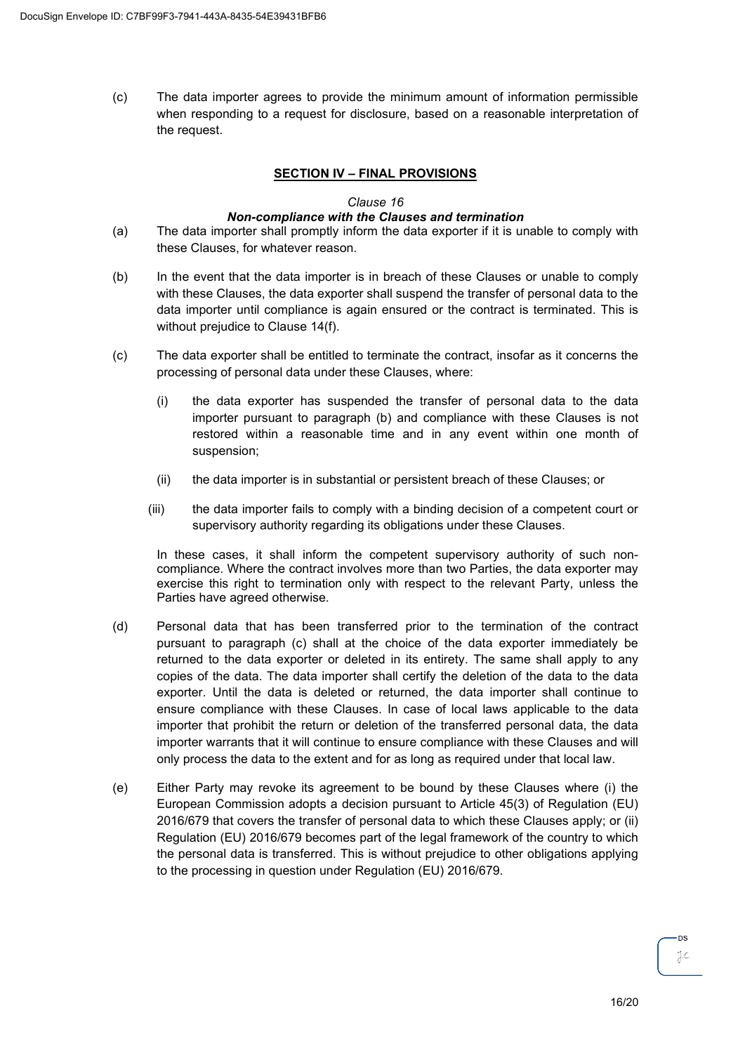(c) The data importer agrees to provide the minimum amount of information permissible when responding to a request for disclosure, based on a reasonable interpretation of the request.

## SECTION IV – FINAL PROVISIONS

*Clause 16*

***Non-compliance with the Clauses and termination***

(a) The data importer shall promptly inform the data exporter if it is unable to comply with these Clauses, for whatever reason.

(b) In the event that the data importer is in breach of these Clauses or unable to comply with these Clauses, the data exporter shall suspend the transfer of personal data to the data importer until compliance is again ensured or the contract is terminated. This is without prejudice to Clause 14(f).

(c) The data exporter shall be entitled to terminate the contract, insofar as it concerns the processing of personal data under these Clauses, where:

(i) the data exporter has suspended the transfer of personal data to the data importer pursuant to paragraph (b) and compliance with these Clauses is not restored within a reasonable time and in any event within one month of suspension;

(ii) the data importer is in substantial or persistent breach of these Clauses; or

(iii) the data importer fails to comply with a binding decision of a competent court or supervisory authority regarding its obligations under these Clauses.

In these cases, it shall inform the competent supervisory authority of such non-compliance. Where the contract involves more than two Parties, the data exporter may exercise this right to termination only with respect to the relevant Party, unless the Parties have agreed otherwise.

(d) Personal data that has been transferred prior to the termination of the contract pursuant to paragraph (c) shall at the choice of the data exporter immediately be returned to the data exporter or deleted in its entirety. The same shall apply to any copies of the data. The data importer shall certify the deletion of the data to the data exporter. Until the data is deleted or returned, the data importer shall continue to ensure compliance with these Clauses. In case of local laws applicable to the data importer that prohibit the return or deletion of the transferred personal data, the data importer warrants that it will continue to ensure compliance with these Clauses and will only process the data to the extent and for as long as required under that local law.

(e) Either Party may revoke its agreement to be bound by these Clauses where (i) the European Commission adopts a decision pursuant to Article 45(3) of Regulation (EU) 2016/679 that covers the transfer of personal data to which these Clauses apply; or (ii) Regulation (EU) 2016/679 becomes part of the legal framework of the country to which the personal data is transferred. This is without prejudice to other obligations applying to the processing in question under Regulation (EU) 2016/679.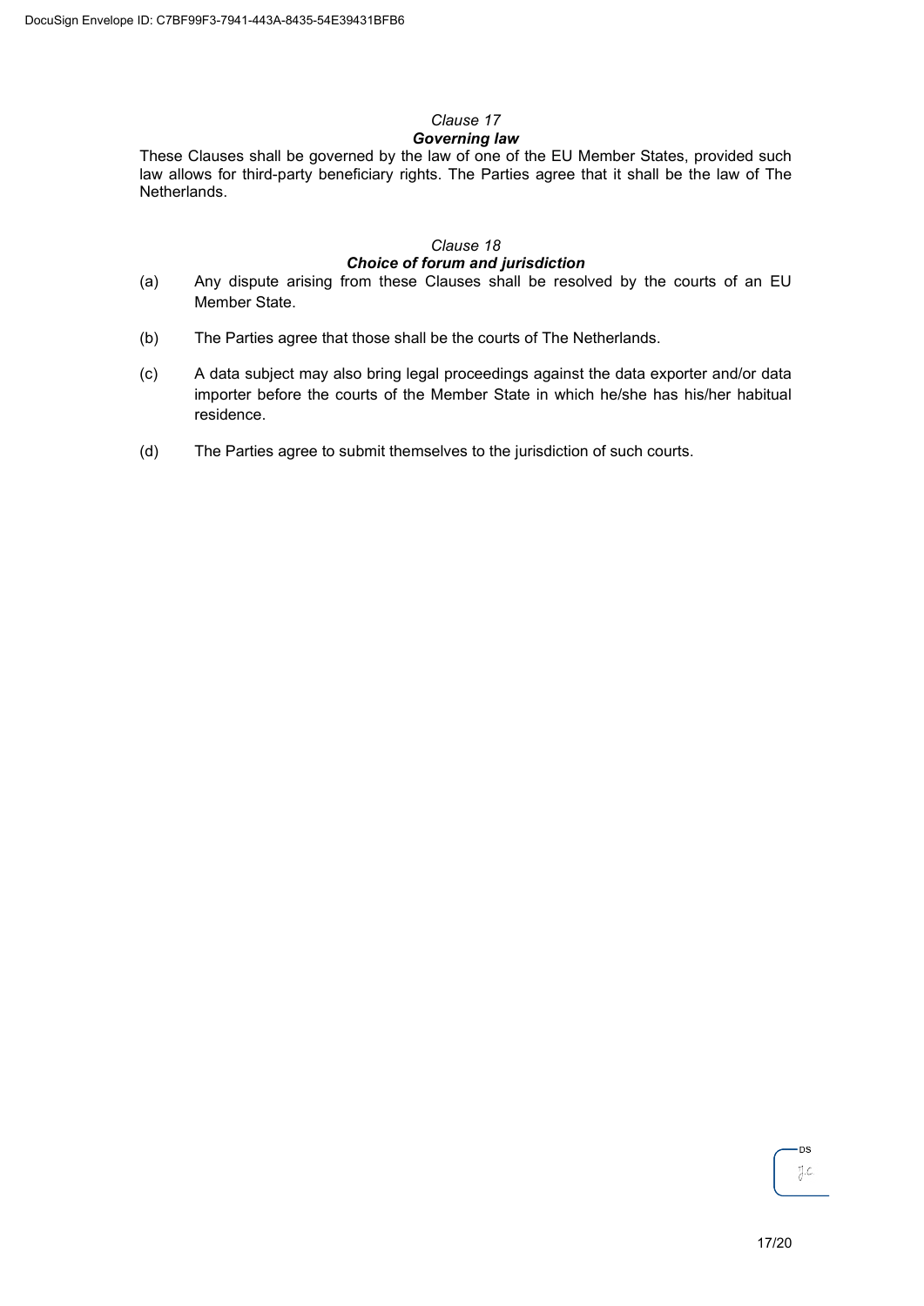*Clause 17*

***Governing law***

These Clauses shall be governed by the law of one of the EU Member States, provided such law allows for third-party beneficiary rights. The Parties agree that it shall be the law of The Netherlands.

*Clause 18*

***Choice of forum and jurisdiction***

(a) Any dispute arising from these Clauses shall be resolved by the courts of an EU Member State.

(b) The Parties agree that those shall be the courts of The Netherlands.

(c) A data subject may also bring legal proceedings against the data exporter and/or data importer before the courts of the Member State in which he/she has his/her habitual residence.

(d) The Parties agree to submit themselves to the jurisdiction of such courts.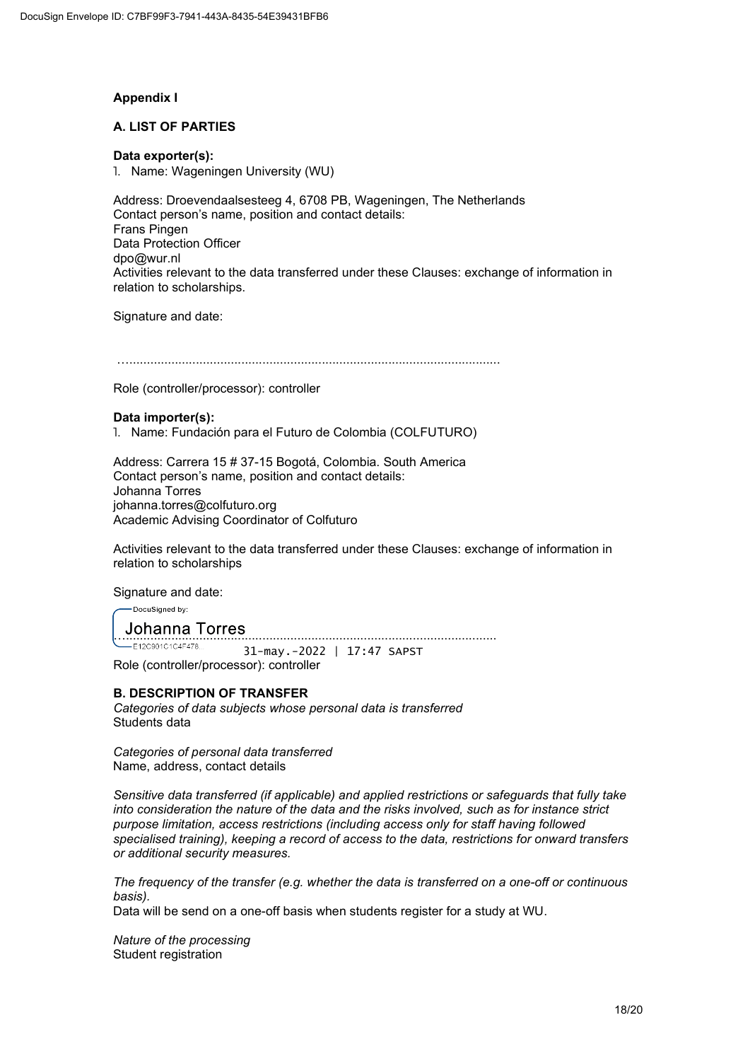**Appendix I**

**A. LIST OF PARTIES**

**Data exporter(s):**

1. Name: Wageningen University (WU)

Address: Droevendaalsesteeg 4, 6708 PB, Wageningen, The Netherlands
Contact person's name, position and contact details:
Frans Pingen
Data Protection Officer
dpo@wur.nl
Activities relevant to the data transferred under these Clauses: exchange of information in relation to scholarships.

Signature and date:

…..........................................................................................................

Role (controller/processor): controller

**Data importer(s):**

1. Name: Fundación para el Futuro de Colombia (COLFUTURO)

Address: Carrera 15 # 37-15 Bogotá, Colombia. South America
Contact person's name, position and contact details:
Johanna Torres
johanna.torres@colfuturo.org
Academic Advising Coordinator of Colfuturo

Activities relevant to the data transferred under these Clauses: exchange of information in relation to scholarships

Signature and date:

DocuSigned by:
Johanna Torres
…..........................................................................................................
E12C901C1C4F478... 31-may.-2022 | 17:47 SAPST

Role (controller/processor): controller

**B. DESCRIPTION OF TRANSFER**

*Categories of data subjects whose personal data is transferred*
Students data

*Categories of personal data transferred*
Name, address, contact details

*Sensitive data transferred (if applicable) and applied restrictions or safeguards that fully take into consideration the nature of the data and the risks involved, such as for instance strict purpose limitation, access restrictions (including access only for staff having followed specialised training), keeping a record of access to the data, restrictions for onward transfers or additional security measures.*

*The frequency of the transfer (e.g. whether the data is transferred on a one-off or continuous basis).*
Data will be send on a one-off basis when students register for a study at WU.

*Nature of the processing*
Student registration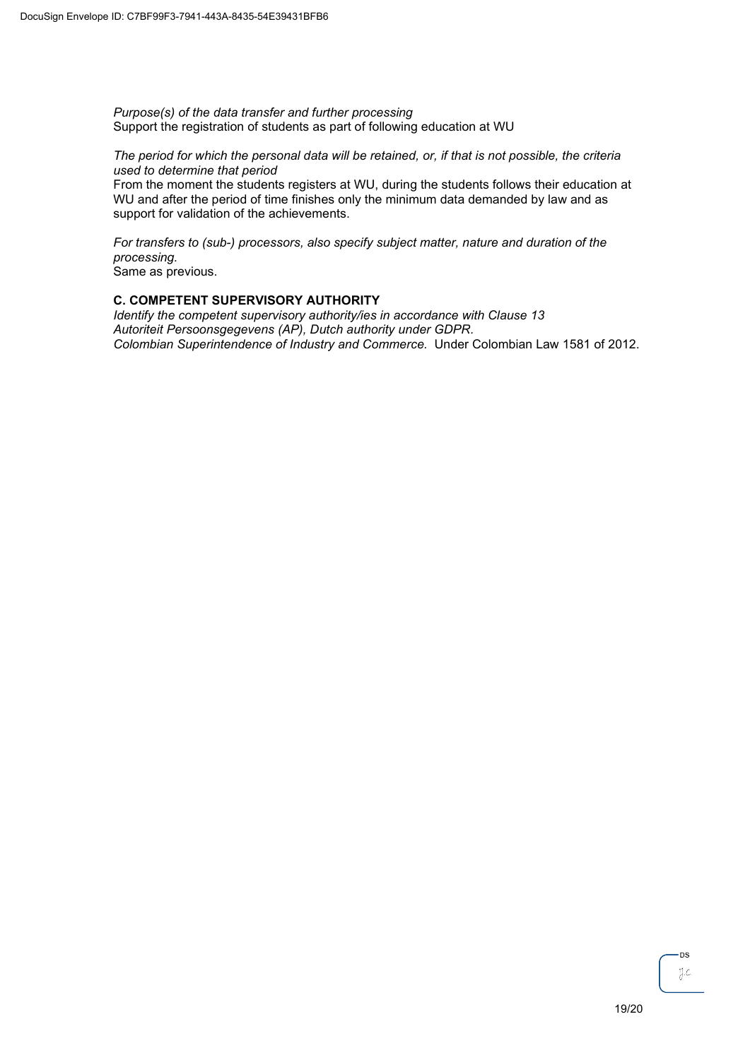*Purpose(s) of the data transfer and further processing*
Support the registration of students as part of following education at WU

*The period for which the personal data will be retained, or, if that is not possible, the criteria used to determine that period*
From the moment the students registers at WU, during the students follows their education at WU and after the period of time finishes only the minimum data demanded by law and as support for validation of the achievements.

*For transfers to (sub-) processors, also specify subject matter, nature and duration of the processing.*
Same as previous.

**C. COMPETENT SUPERVISORY AUTHORITY**
*Identify the competent supervisory authority/ies in accordance with Clause 13*
*Autoriteit Persoonsgegevens (AP), Dutch authority under GDPR.*
*Colombian Superintendence of Industry and Commerce.* Under Colombian Law 1581 of 2012.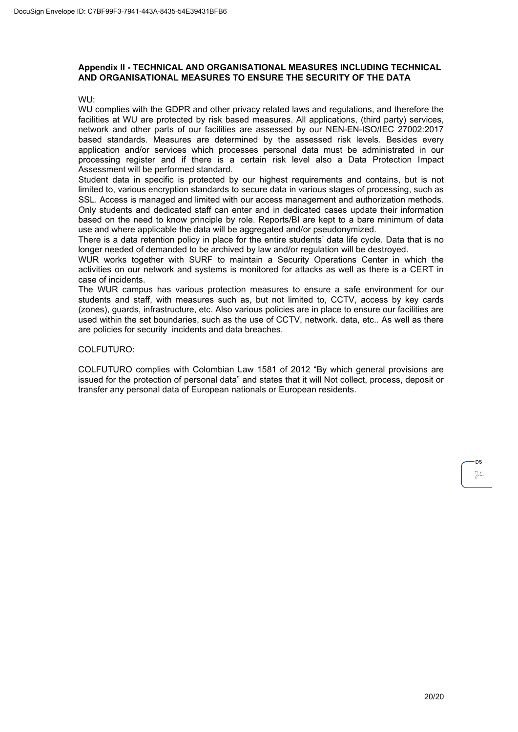## Appendix II - TECHNICAL AND ORGANISATIONAL MEASURES INCLUDING TECHNICAL AND ORGANISATIONAL MEASURES TO ENSURE THE SECURITY OF THE DATA

WU:

WU complies with the GDPR and other privacy related laws and regulations, and therefore the facilities at WU are protected by risk based measures. All applications, (third party) services, network and other parts of our facilities are assessed by our NEN-EN-ISO/IEC 27002:2017 based standards. Measures are determined by the assessed risk levels. Besides every application and/or services which processes personal data must be administrated in our processing register and if there is a certain risk level also a Data Protection Impact Assessment will be performed standard.

Student data in specific is protected by our highest requirements and contains, but is not limited to, various encryption standards to secure data in various stages of processing, such as SSL. Access is managed and limited with our access management and authorization methods. Only students and dedicated staff can enter and in dedicated cases update their information based on the need to know principle by role. Reports/BI are kept to a bare minimum of data use and where applicable the data will be aggregated and/or pseudonymized.

There is a data retention policy in place for the entire students' data life cycle. Data that is no longer needed of demanded to be archived by law and/or regulation will be destroyed.

WUR works together with SURF to maintain a Security Operations Center in which the activities on our network and systems is monitored for attacks as well as there is a CERT in case of incidents.

The WUR campus has various protection measures to ensure a safe environment for our students and staff, with measures such as, but not limited to, CCTV, access by key cards (zones), guards, infrastructure, etc. Also various policies are in place to ensure our facilities are used within the set boundaries, such as the use of CCTV, network. data, etc.. As well as there are policies for security incidents and data breaches.

COLFUTURO:

COLFUTURO complies with Colombian Law 1581 of 2012 "By which general provisions are issued for the protection of personal data" and states that it will Not collect, process, deposit or transfer any personal data of European nationals or European residents.